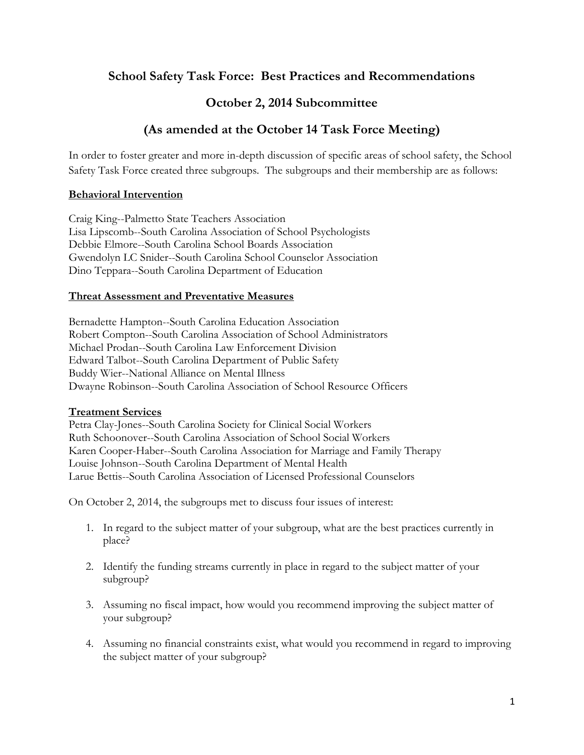# School Safety Task Force: Best Practices and Recommendations

## October 2, 2014 Subcommittee

## (As amended at the October 14 Task Force Meeting)

In order to foster greater and more in-depth discussion of specific areas of school safety, the School Safety Task Force created three subgroups. The subgroups and their membership are as follows:

**Behavioral Intervention**

Craig King--Palmetto State Teachers Association
Lisa Lipscomb--South Carolina Association of School Psychologists
Debbie Elmore--South Carolina School Boards Association
Gwendolyn LC Snider--South Carolina School Counselor Association
Dino Teppara--South Carolina Department of Education

**Threat Assessment and Preventative Measures**

Bernadette Hampton--South Carolina Education Association
Robert Compton--South Carolina Association of School Administrators
Michael Prodan--South Carolina Law Enforcement Division
Edward Talbot--South Carolina Department of Public Safety
Buddy Wier--National Alliance on Mental Illness
Dwayne Robinson--South Carolina Association of School Resource Officers

**Treatment Services**

Petra Clay-Jones--South Carolina Society for Clinical Social Workers
Ruth Schoonover--South Carolina Association of School Social Workers
Karen Cooper-Haber--South Carolina Association for Marriage and Family Therapy
Louise Johnson--South Carolina Department of Mental Health
Larue Bettis--South Carolina Association of Licensed Professional Counselors

On October 2, 2014, the subgroups met to discuss four issues of interest:

1. In regard to the subject matter of your subgroup, what are the best practices currently in place?

2. Identify the funding streams currently in place in regard to the subject matter of your subgroup?

3. Assuming no fiscal impact, how would you recommend improving the subject matter of your subgroup?

4. Assuming no financial constraints exist, what would you recommend in regard to improving the subject matter of your subgroup?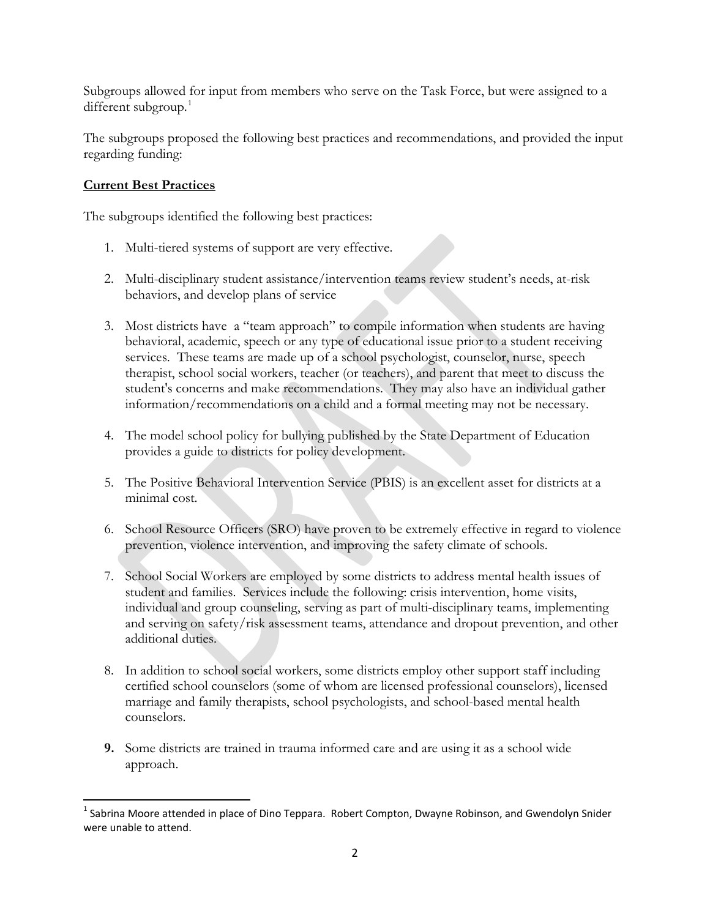Subgroups allowed for input from members who serve on the Task Force, but were assigned to a different subgroup.[1]

The subgroups proposed the following best practices and recommendations, and provided the input regarding funding:

**Current Best Practices**

The subgroups identified the following best practices:

1. Multi-tiered systems of support are very effective.

2. Multi-disciplinary student assistance/intervention teams review student's needs, at-risk behaviors, and develop plans of service

3. Most districts have a "team approach" to compile information when students are having behavioral, academic, speech or any type of educational issue prior to a student receiving services. These teams are made up of a school psychologist, counselor, nurse, speech therapist, school social workers, teacher (or teachers), and parent that meet to discuss the student's concerns and make recommendations. They may also have an individual gather information/recommendations on a child and a formal meeting may not be necessary.

4. The model school policy for bullying published by the State Department of Education provides a guide to districts for policy development.

5. The Positive Behavioral Intervention Service (PBIS) is an excellent asset for districts at a minimal cost.

6. School Resource Officers (SRO) have proven to be extremely effective in regard to violence prevention, violence intervention, and improving the safety climate of schools.

7. School Social Workers are employed by some districts to address mental health issues of student and families. Services include the following: crisis intervention, home visits, individual and group counseling, serving as part of multi-disciplinary teams, implementing and serving on safety/risk assessment teams, attendance and dropout prevention, and other additional duties.

8. In addition to school social workers, some districts employ other support staff including certified school counselors (some of whom are licensed professional counselors), licensed marriage and family therapists, school psychologists, and school-based mental health counselors.

9. Some districts are trained in trauma informed care and are using it as a school wide approach.

[1] Sabrina Moore attended in place of Dino Teppara. Robert Compton, Dwayne Robinson, and Gwendolyn Snider were unable to attend.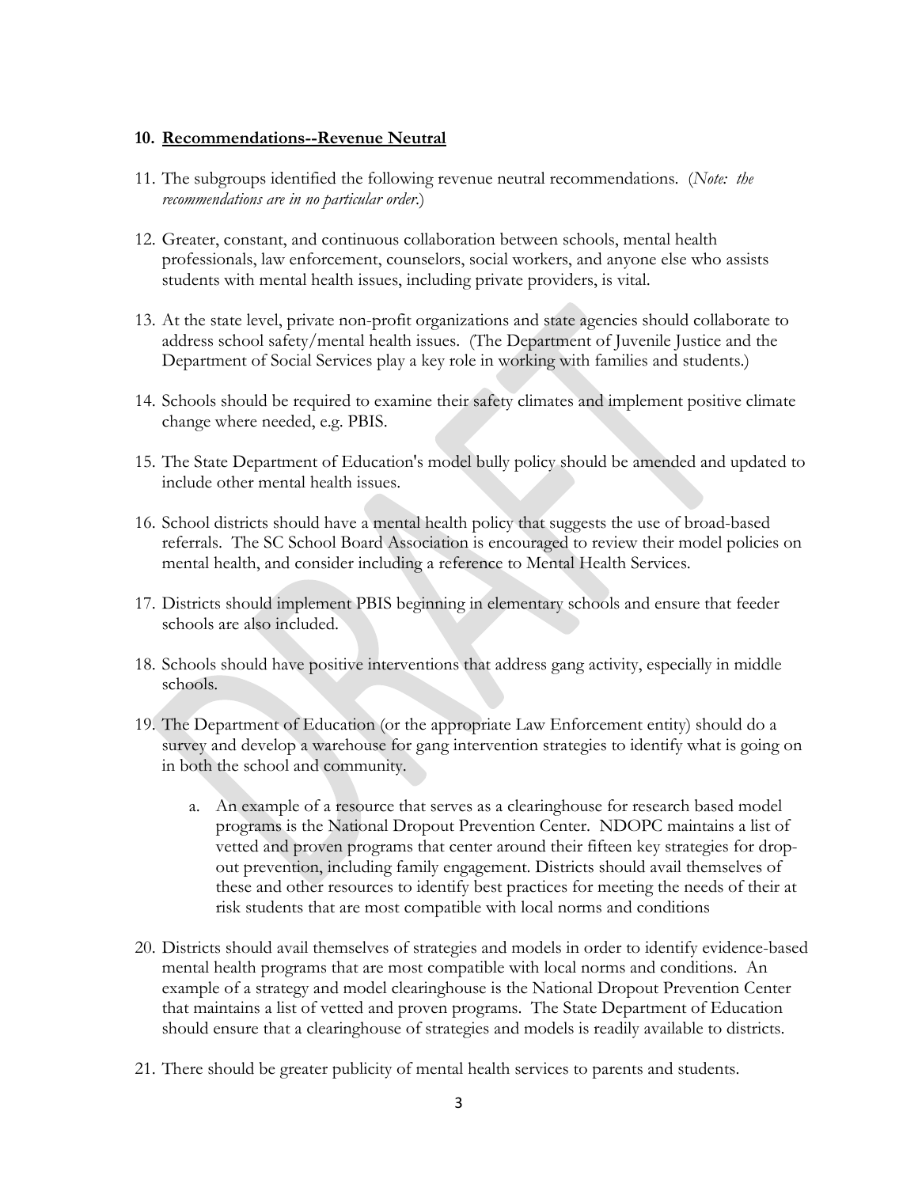**10. Recommendations--Revenue Neutral**

11. The subgroups identified the following revenue neutral recommendations. (*Note: the recommendations are in no particular order.*)

12. Greater, constant, and continuous collaboration between schools, mental health professionals, law enforcement, counselors, social workers, and anyone else who assists students with mental health issues, including private providers, is vital.

13. At the state level, private non-profit organizations and state agencies should collaborate to address school safety/mental health issues. (The Department of Juvenile Justice and the Department of Social Services play a key role in working with families and students.)

14. Schools should be required to examine their safety climates and implement positive climate change where needed, e.g. PBIS.

15. The State Department of Education's model bully policy should be amended and updated to include other mental health issues.

16. School districts should have a mental health policy that suggests the use of broad-based referrals. The SC School Board Association is encouraged to review their model policies on mental health, and consider including a reference to Mental Health Services.

17. Districts should implement PBIS beginning in elementary schools and ensure that feeder schools are also included.

18. Schools should have positive interventions that address gang activity, especially in middle schools.

19. The Department of Education (or the appropriate Law Enforcement entity) should do a survey and develop a warehouse for gang intervention strategies to identify what is going on in both the school and community.

    a. An example of a resource that serves as a clearinghouse for research based model programs is the National Dropout Prevention Center. NDOPC maintains a list of vetted and proven programs that center around their fifteen key strategies for drop-out prevention, including family engagement. Districts should avail themselves of these and other resources to identify best practices for meeting the needs of their at risk students that are most compatible with local norms and conditions

20. Districts should avail themselves of strategies and models in order to identify evidence-based mental health programs that are most compatible with local norms and conditions. An example of a strategy and model clearinghouse is the National Dropout Prevention Center that maintains a list of vetted and proven programs. The State Department of Education should ensure that a clearinghouse of strategies and models is readily available to districts.

21. There should be greater publicity of mental health services to parents and students.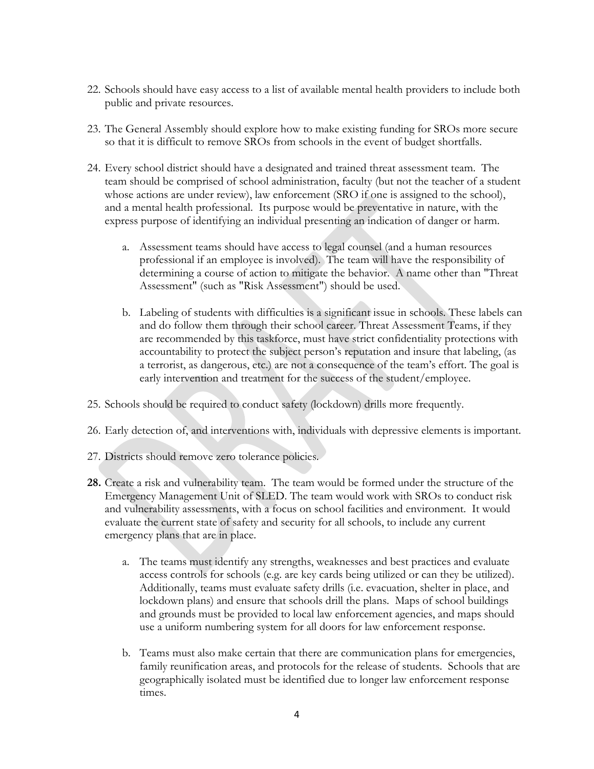22. Schools should have easy access to a list of available mental health providers to include both public and private resources.

23. The General Assembly should explore how to make existing funding for SROs more secure so that it is difficult to remove SROs from schools in the event of budget shortfalls.

24. Every school district should have a designated and trained threat assessment team. The team should be comprised of school administration, faculty (but not the teacher of a student whose actions are under review), law enforcement (SRO if one is assigned to the school), and a mental health professional. Its purpose would be preventative in nature, with the express purpose of identifying an individual presenting an indication of danger or harm.

    a. Assessment teams should have access to legal counsel (and a human resources professional if an employee is involved). The team will have the responsibility of determining a course of action to mitigate the behavior. A name other than "Threat Assessment" (such as "Risk Assessment") should be used.

    b. Labeling of students with difficulties is a significant issue in schools. These labels can and do follow them through their school career. Threat Assessment Teams, if they are recommended by this taskforce, must have strict confidentiality protections with accountability to protect the subject person's reputation and insure that labeling, (as a terrorist, as dangerous, etc.) are not a consequence of the team's effort. The goal is early intervention and treatment for the success of the student/employee.

25. Schools should be required to conduct safety (lockdown) drills more frequently.

26. Early detection of, and interventions with, individuals with depressive elements is important.

27. Districts should remove zero tolerance policies.

**28.** Create a risk and vulnerability team. The team would be formed under the structure of the Emergency Management Unit of SLED. The team would work with SROs to conduct risk and vulnerability assessments, with a focus on school facilities and environment. It would evaluate the current state of safety and security for all schools, to include any current emergency plans that are in place.

    a. The teams must identify any strengths, weaknesses and best practices and evaluate access controls for schools (e.g. are key cards being utilized or can they be utilized). Additionally, teams must evaluate safety drills (i.e. evacuation, shelter in place, and lockdown plans) and ensure that schools drill the plans. Maps of school buildings and grounds must be provided to local law enforcement agencies, and maps should use a uniform numbering system for all doors for law enforcement response.

    b. Teams must also make certain that there are communication plans for emergencies, family reunification areas, and protocols for the release of students. Schools that are geographically isolated must be identified due to longer law enforcement response times.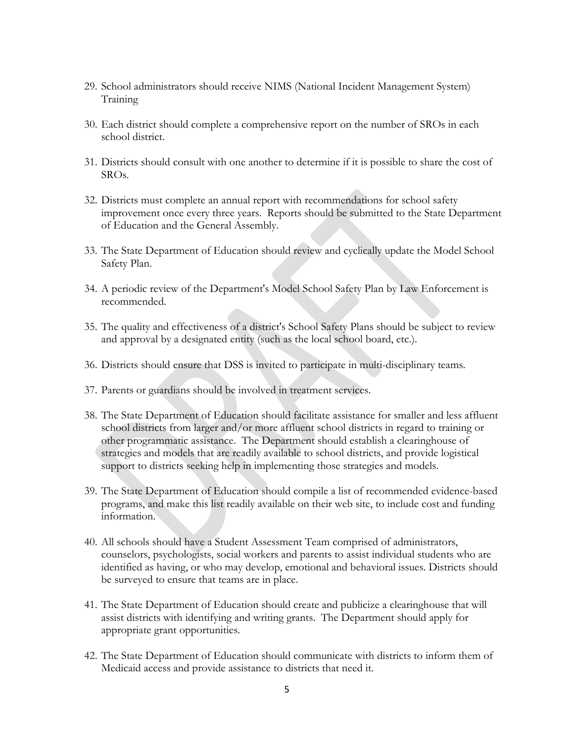29. School administrators should receive NIMS (National Incident Management System) Training

30. Each district should complete a comprehensive report on the number of SROs in each school district.

31. Districts should consult with one another to determine if it is possible to share the cost of SROs.

32. Districts must complete an annual report with recommendations for school safety improvement once every three years. Reports should be submitted to the State Department of Education and the General Assembly.

33. The State Department of Education should review and cyclically update the Model School Safety Plan.

34. A periodic review of the Department's Model School Safety Plan by Law Enforcement is recommended.

35. The quality and effectiveness of a district's School Safety Plans should be subject to review and approval by a designated entity (such as the local school board, etc.).

36. Districts should ensure that DSS is invited to participate in multi-disciplinary teams.

37. Parents or guardians should be involved in treatment services.

38. The State Department of Education should facilitate assistance for smaller and less affluent school districts from larger and/or more affluent school districts in regard to training or other programmatic assistance. The Department should establish a clearinghouse of strategies and models that are readily available to school districts, and provide logistical support to districts seeking help in implementing those strategies and models.

39. The State Department of Education should compile a list of recommended evidence-based programs, and make this list readily available on their web site, to include cost and funding information.

40. All schools should have a Student Assessment Team comprised of administrators, counselors, psychologists, social workers and parents to assist individual students who are identified as having, or who may develop, emotional and behavioral issues. Districts should be surveyed to ensure that teams are in place.

41. The State Department of Education should create and publicize a clearinghouse that will assist districts with identifying and writing grants. The Department should apply for appropriate grant opportunities.

42. The State Department of Education should communicate with districts to inform them of Medicaid access and provide assistance to districts that need it.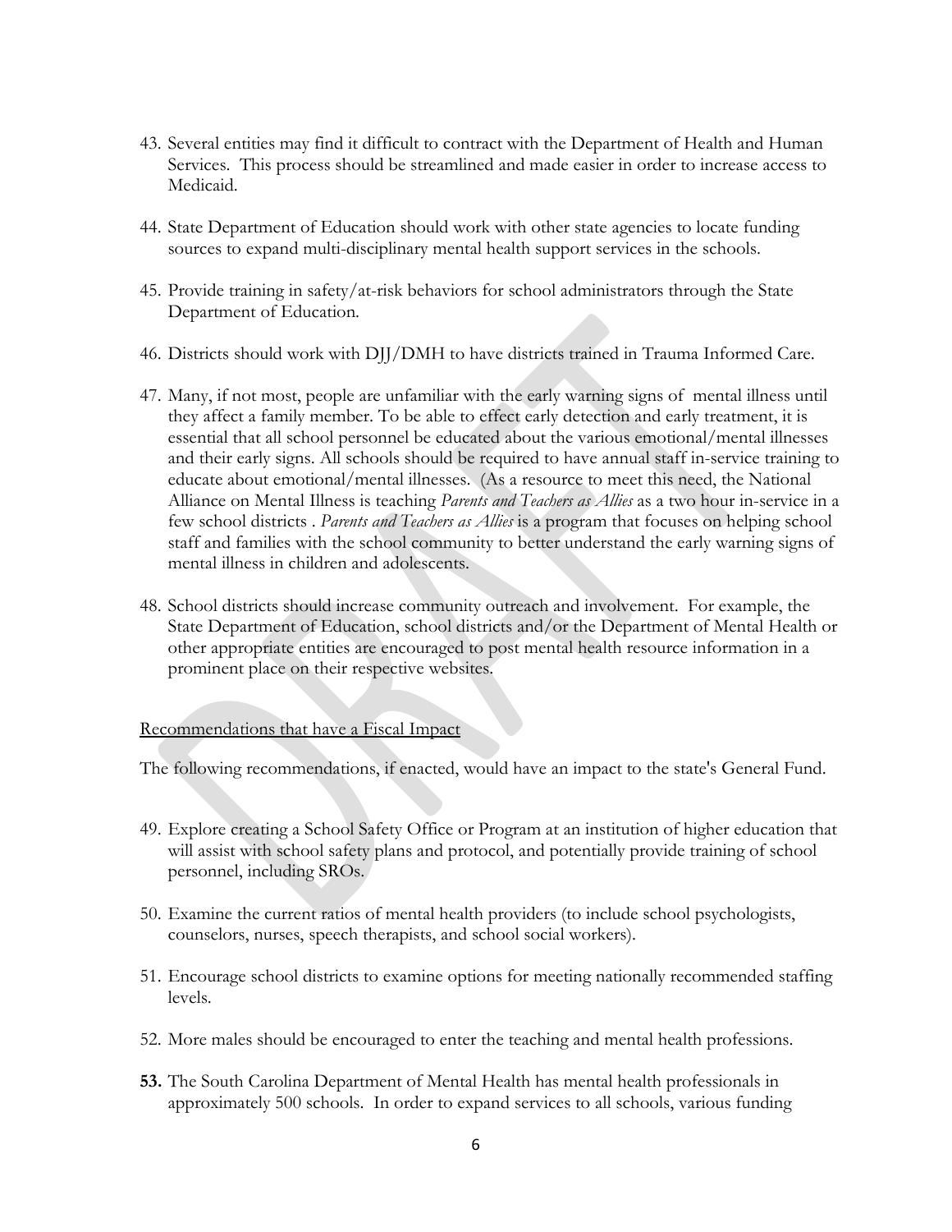43. Several entities may find it difficult to contract with the Department of Health and Human Services. This process should be streamlined and made easier in order to increase access to Medicaid.

44. State Department of Education should work with other state agencies to locate funding sources to expand multi-disciplinary mental health support services in the schools.

45. Provide training in safety/at-risk behaviors for school administrators through the State Department of Education.

46. Districts should work with DJJ/DMH to have districts trained in Trauma Informed Care.

47. Many, if not most, people are unfamiliar with the early warning signs of mental illness until they affect a family member. To be able to effect early detection and early treatment, it is essential that all school personnel be educated about the various emotional/mental illnesses and their early signs. All schools should be required to have annual staff in-service training to educate about emotional/mental illnesses. (As a resource to meet this need, the National Alliance on Mental Illness is teaching *Parents and Teachers as Allies* as a two hour in-service in a few school districts . *Parents and Teachers as Allies* is a program that focuses on helping school staff and families with the school community to better understand the early warning signs of mental illness in children and adolescents.

48. School districts should increase community outreach and involvement. For example, the State Department of Education, school districts and/or the Department of Mental Health or other appropriate entities are encouraged to post mental health resource information in a prominent place on their respective websites.

<u>Recommendations that have a Fiscal Impact</u>

The following recommendations, if enacted, would have an impact to the state's General Fund.

49. Explore creating a School Safety Office or Program at an institution of higher education that will assist with school safety plans and protocol, and potentially provide training of school personnel, including SROs.

50. Examine the current ratios of mental health providers (to include school psychologists, counselors, nurses, speech therapists, and school social workers).

51. Encourage school districts to examine options for meeting nationally recommended staffing levels.

52. More males should be encouraged to enter the teaching and mental health professions.

**53.** The South Carolina Department of Mental Health has mental health professionals in approximately 500 schools. In order to expand services to all schools, various funding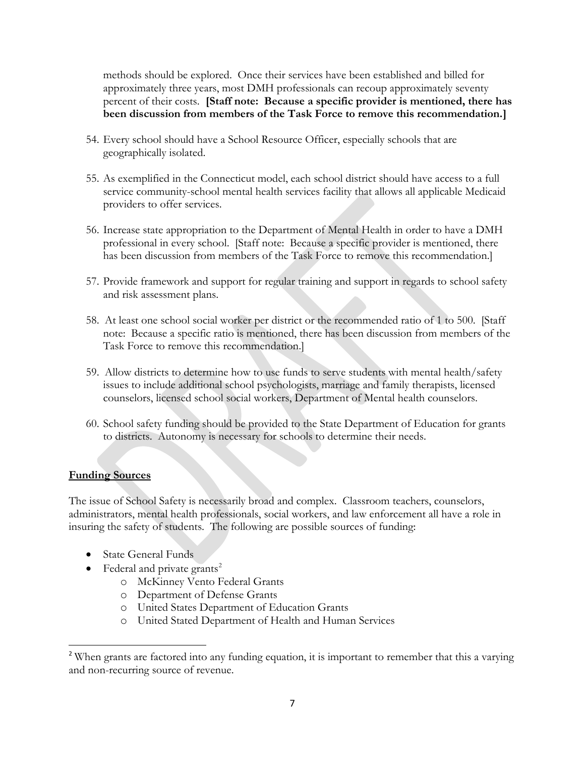methods should be explored. Once their services have been established and billed for approximately three years, most DMH professionals can recoup approximately seventy percent of their costs. **[Staff note: Because a specific provider is mentioned, there has been discussion from members of the Task Force to remove this recommendation.]**

54. Every school should have a School Resource Officer, especially schools that are geographically isolated.

55. As exemplified in the Connecticut model, each school district should have access to a full service community-school mental health services facility that allows all applicable Medicaid providers to offer services.

56. Increase state appropriation to the Department of Mental Health in order to have a DMH professional in every school. [Staff note: Because a specific provider is mentioned, there has been discussion from members of the Task Force to remove this recommendation.]

57. Provide framework and support for regular training and support in regards to school safety and risk assessment plans.

58. At least one school social worker per district or the recommended ratio of 1 to 500. [Staff note: Because a specific ratio is mentioned, there has been discussion from members of the Task Force to remove this recommendation.]

59. Allow districts to determine how to use funds to serve students with mental health/safety issues to include additional school psychologists, marriage and family therapists, licensed counselors, licensed school social workers, Department of Mental health counselors.

60. School safety funding should be provided to the State Department of Education for grants to districts. Autonomy is necessary for schools to determine their needs.

**Funding Sources**

The issue of School Safety is necessarily broad and complex. Classroom teachers, counselors, administrators, mental health professionals, social workers, and law enforcement all have a role in insuring the safety of students. The following are possible sources of funding:

- State General Funds
- Federal and private grants[2]
  - McKinney Vento Federal Grants
  - Department of Defense Grants
  - United States Department of Education Grants
  - United Stated Department of Health and Human Services

[2] When grants are factored into any funding equation, it is important to remember that this a varying and non-recurring source of revenue.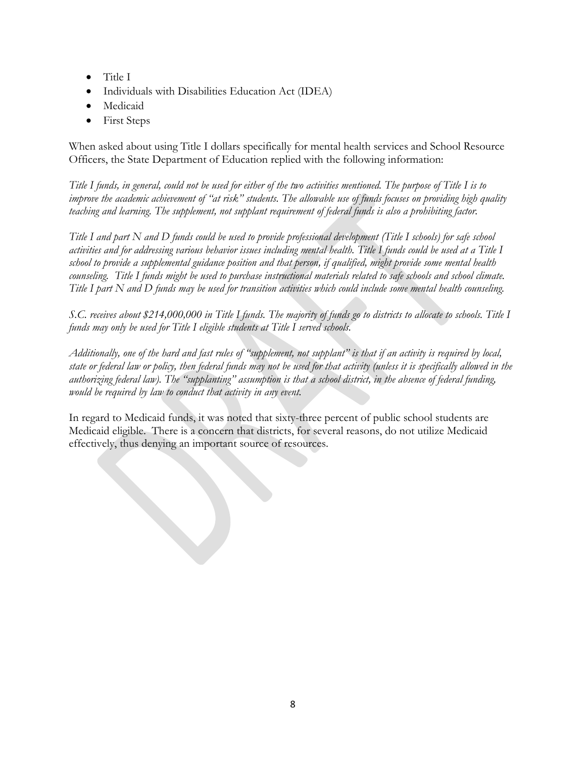- Title I
- Individuals with Disabilities Education Act (IDEA)
- Medicaid
- First Steps

When asked about using Title I dollars specifically for mental health services and School Resource Officers, the State Department of Education replied with the following information:

*Title I funds, in general, could not be used for either of the two activities mentioned. The purpose of Title I is to improve the academic achievement of "at risk" students. The allowable use of funds focuses on providing high quality teaching and learning. The supplement, not supplant requirement of federal funds is also a prohibiting factor.*

*Title I and part N and D funds could be used to provide professional development (Title I schools) for safe school activities and for addressing various behavior issues including mental health. Title I funds could be used at a Title I school to provide a supplemental guidance position and that person, if qualified, might provide some mental health counseling. Title I funds might be used to purchase instructional materials related to safe schools and school climate. Title I part N and D funds may be used for transition activities which could include some mental health counseling.*

*S.C. receives about $214,000,000 in Title I funds. The majority of funds go to districts to allocate to schools. Title I funds may only be used for Title I eligible students at Title I served schools.*

*Additionally, one of the hard and fast rules of "supplement, not supplant" is that if an activity is required by local, state or federal law or policy, then federal funds may not be used for that activity (unless it is specifically allowed in the authorizing federal law). The "supplanting" assumption is that a school district, in the absence of federal funding, would be required by law to conduct that activity in any event.*

In regard to Medicaid funds, it was noted that sixty-three percent of public school students are Medicaid eligible. There is a concern that districts, for several reasons, do not utilize Medicaid effectively, thus denying an important source of resources.